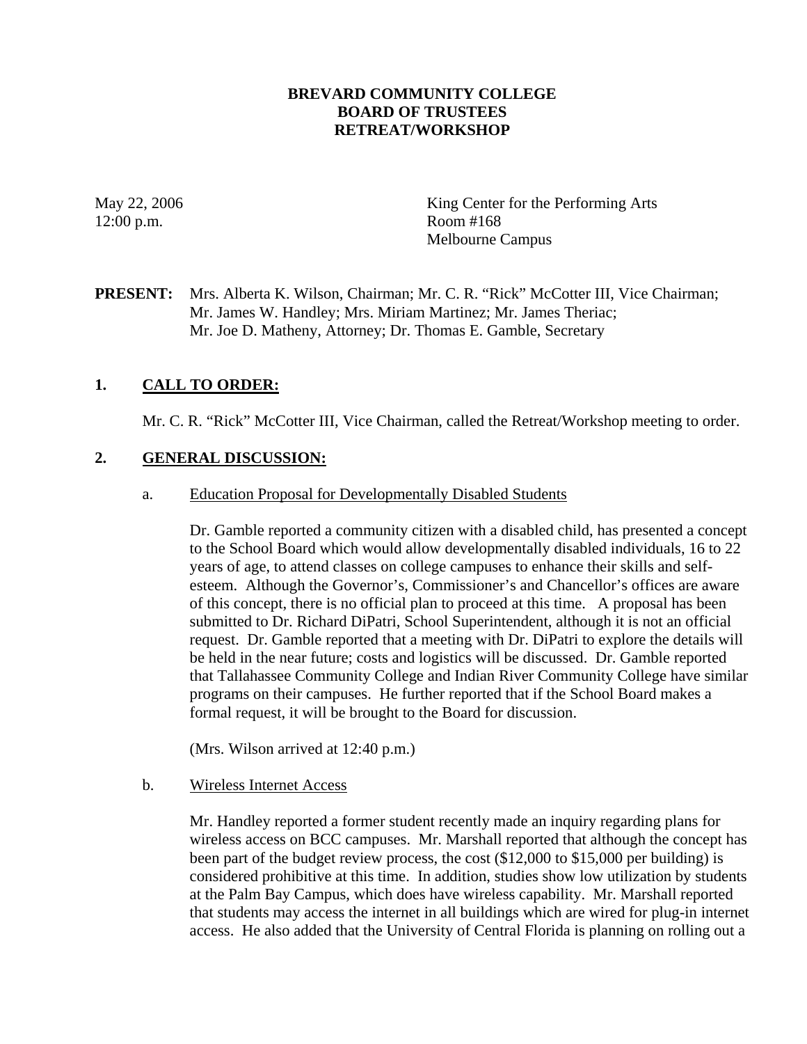**BREVARD COMMUNITY COLLEGE**
**BOARD OF TRUSTEES**
**RETREAT/WORKSHOP**

May 22, 2006
12:00 p.m.

King Center for the Performing Arts
Room #168
Melbourne Campus

**PRESENT:** Mrs. Alberta K. Wilson, Chairman; Mr. C. R. "Rick" McCotter III, Vice Chairman; Mr. James W. Handley; Mrs. Miriam Martinez; Mr. James Theriac; Mr. Joe D. Matheny, Attorney; Dr. Thomas E. Gamble, Secretary

## 1. CALL TO ORDER:

Mr. C. R. "Rick" McCotter III, Vice Chairman, called the Retreat/Workshop meeting to order.

## 2. GENERAL DISCUSSION:

a. Education Proposal for Developmentally Disabled Students

Dr. Gamble reported a community citizen with a disabled child, has presented a concept to the School Board which would allow developmentally disabled individuals, 16 to 22 years of age, to attend classes on college campuses to enhance their skills and self-esteem. Although the Governor's, Commissioner's and Chancellor's offices are aware of this concept, there is no official plan to proceed at this time. A proposal has been submitted to Dr. Richard DiPatri, School Superintendent, although it is not an official request. Dr. Gamble reported that a meeting with Dr. DiPatri to explore the details will be held in the near future; costs and logistics will be discussed. Dr. Gamble reported that Tallahassee Community College and Indian River Community College have similar programs on their campuses. He further reported that if the School Board makes a formal request, it will be brought to the Board for discussion.

(Mrs. Wilson arrived at 12:40 p.m.)

b. Wireless Internet Access

Mr. Handley reported a former student recently made an inquiry regarding plans for wireless access on BCC campuses. Mr. Marshall reported that although the concept has been part of the budget review process, the cost ($12,000 to $15,000 per building) is considered prohibitive at this time. In addition, studies show low utilization by students at the Palm Bay Campus, which does have wireless capability. Mr. Marshall reported that students may access the internet in all buildings which are wired for plug-in internet access. He also added that the University of Central Florida is planning on rolling out a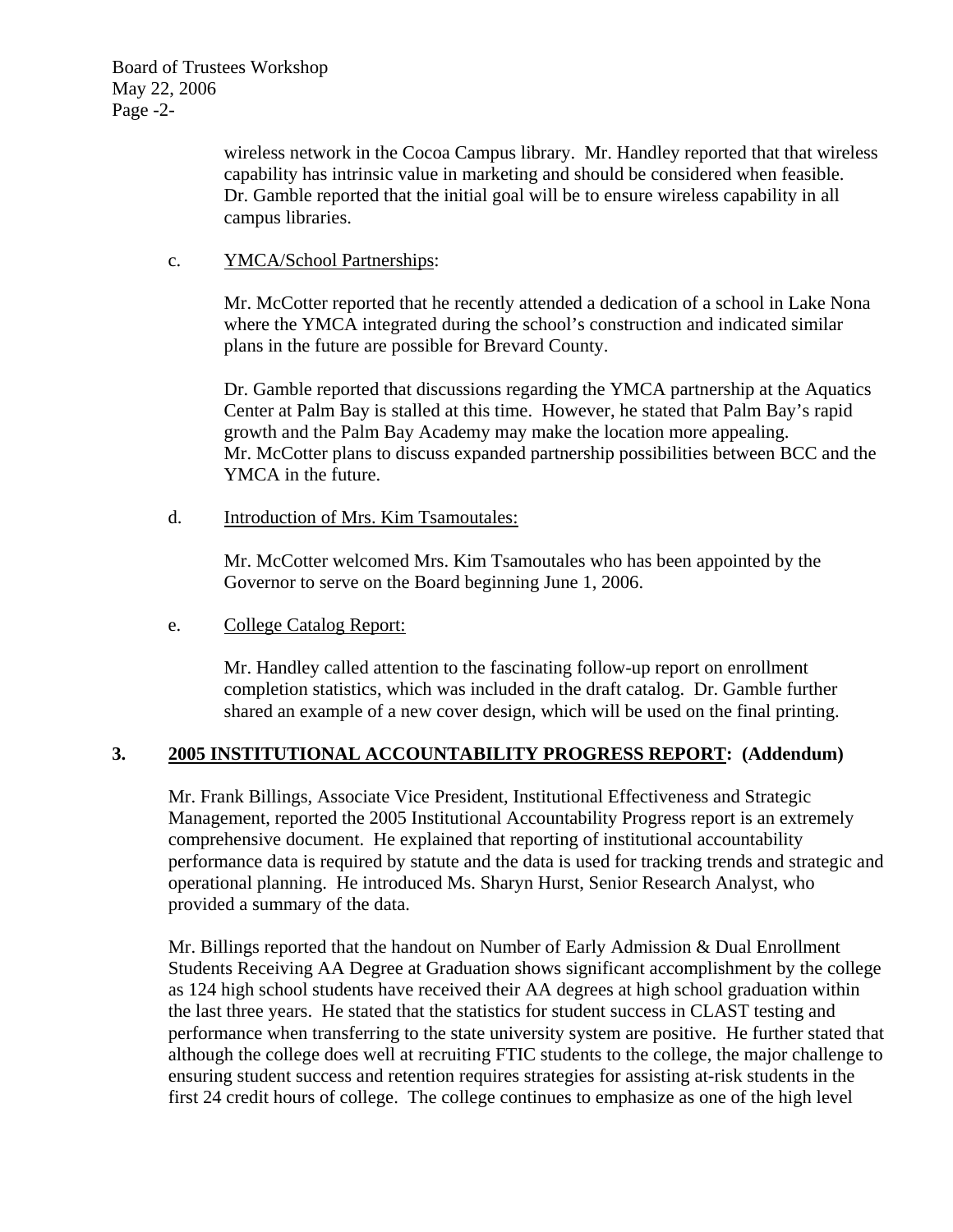wireless network in the Cocoa Campus library. Mr. Handley reported that that wireless capability has intrinsic value in marketing and should be considered when feasible. Dr. Gamble reported that the initial goal will be to ensure wireless capability in all campus libraries.

c. <u>YMCA/School Partnerships</u>:

Mr. McCotter reported that he recently attended a dedication of a school in Lake Nona where the YMCA integrated during the school's construction and indicated similar plans in the future are possible for Brevard County.

Dr. Gamble reported that discussions regarding the YMCA partnership at the Aquatics Center at Palm Bay is stalled at this time. However, he stated that Palm Bay's rapid growth and the Palm Bay Academy may make the location more appealing. Mr. McCotter plans to discuss expanded partnership possibilities between BCC and the YMCA in the future.

d. <u>Introduction of Mrs. Kim Tsamoutales:</u>

Mr. McCotter welcomed Mrs. Kim Tsamoutales who has been appointed by the Governor to serve on the Board beginning June 1, 2006.

e. <u>College Catalog Report:</u>

Mr. Handley called attention to the fascinating follow-up report on enrollment completion statistics, which was included in the draft catalog. Dr. Gamble further shared an example of a new cover design, which will be used on the final printing.

**3. <u>2005 INSTITUTIONAL ACCOUNTABILITY PROGRESS REPORT</u>: (Addendum)**

Mr. Frank Billings, Associate Vice President, Institutional Effectiveness and Strategic Management, reported the 2005 Institutional Accountability Progress report is an extremely comprehensive document. He explained that reporting of institutional accountability performance data is required by statute and the data is used for tracking trends and strategic and operational planning. He introduced Ms. Sharyn Hurst, Senior Research Analyst, who provided a summary of the data.

Mr. Billings reported that the handout on Number of Early Admission & Dual Enrollment Students Receiving AA Degree at Graduation shows significant accomplishment by the college as 124 high school students have received their AA degrees at high school graduation within the last three years. He stated that the statistics for student success in CLAST testing and performance when transferring to the state university system are positive. He further stated that although the college does well at recruiting FTIC students to the college, the major challenge to ensuring student success and retention requires strategies for assisting at-risk students in the first 24 credit hours of college. The college continues to emphasize as one of the high level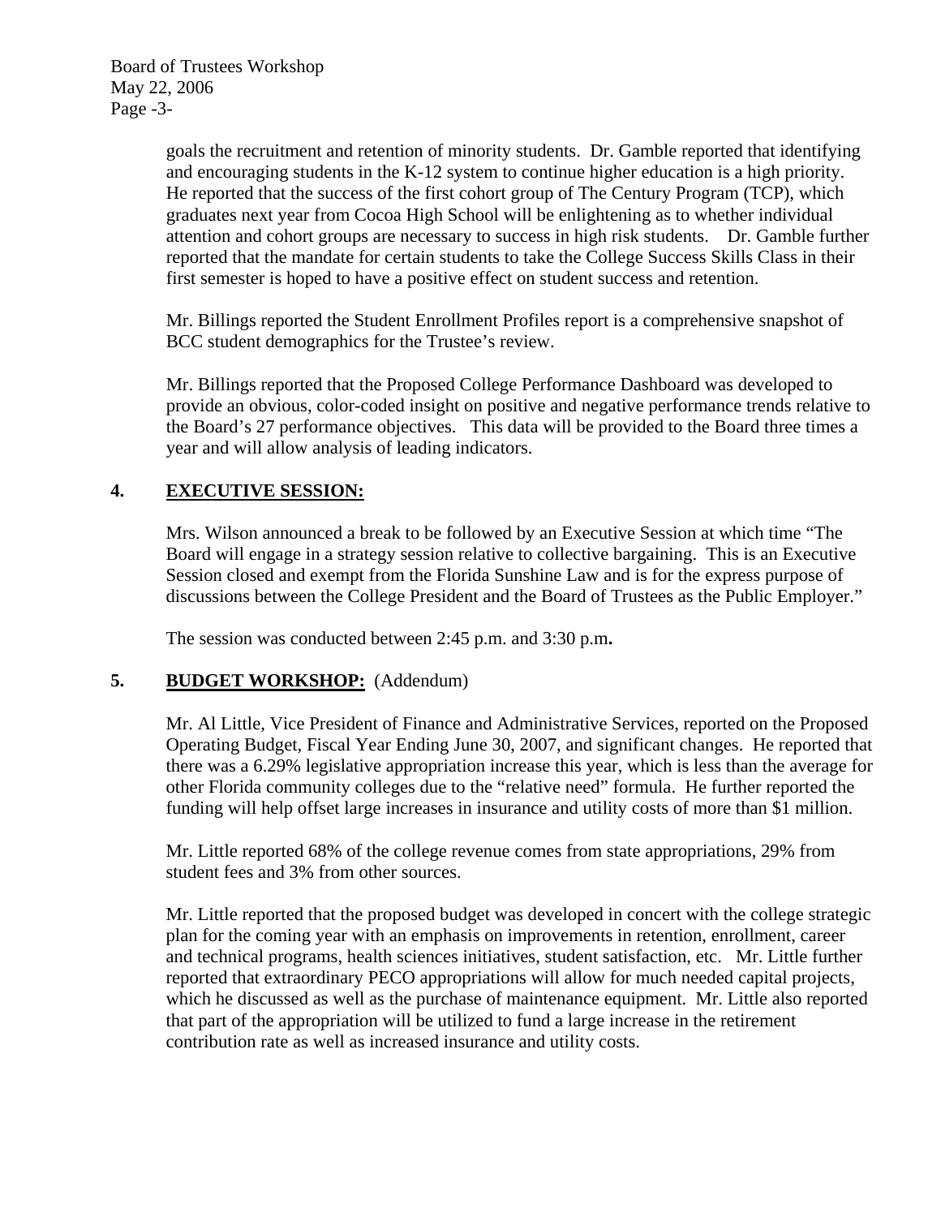goals the recruitment and retention of minority students. Dr. Gamble reported that identifying and encouraging students in the K-12 system to continue higher education is a high priority. He reported that the success of the first cohort group of The Century Program (TCP), which graduates next year from Cocoa High School will be enlightening as to whether individual attention and cohort groups are necessary to success in high risk students. Dr. Gamble further reported that the mandate for certain students to take the College Success Skills Class in their first semester is hoped to have a positive effect on student success and retention.

Mr. Billings reported the Student Enrollment Profiles report is a comprehensive snapshot of BCC student demographics for the Trustee's review.

Mr. Billings reported that the Proposed College Performance Dashboard was developed to provide an obvious, color-coded insight on positive and negative performance trends relative to the Board's 27 performance objectives. This data will be provided to the Board three times a year and will allow analysis of leading indicators.

## 4. EXECUTIVE SESSION:

Mrs. Wilson announced a break to be followed by an Executive Session at which time "The Board will engage in a strategy session relative to collective bargaining. This is an Executive Session closed and exempt from the Florida Sunshine Law and is for the express purpose of discussions between the College President and the Board of Trustees as the Public Employer."

The session was conducted between 2:45 p.m. and 3:30 p.m**.**

## 5. BUDGET WORKSHOP: (Addendum)

Mr. Al Little, Vice President of Finance and Administrative Services, reported on the Proposed Operating Budget, Fiscal Year Ending June 30, 2007, and significant changes. He reported that there was a 6.29% legislative appropriation increase this year, which is less than the average for other Florida community colleges due to the "relative need" formula. He further reported the funding will help offset large increases in insurance and utility costs of more than $1 million.

Mr. Little reported 68% of the college revenue comes from state appropriations, 29% from student fees and 3% from other sources.

Mr. Little reported that the proposed budget was developed in concert with the college strategic plan for the coming year with an emphasis on improvements in retention, enrollment, career and technical programs, health sciences initiatives, student satisfaction, etc. Mr. Little further reported that extraordinary PECO appropriations will allow for much needed capital projects, which he discussed as well as the purchase of maintenance equipment. Mr. Little also reported that part of the appropriation will be utilized to fund a large increase in the retirement contribution rate as well as increased insurance and utility costs.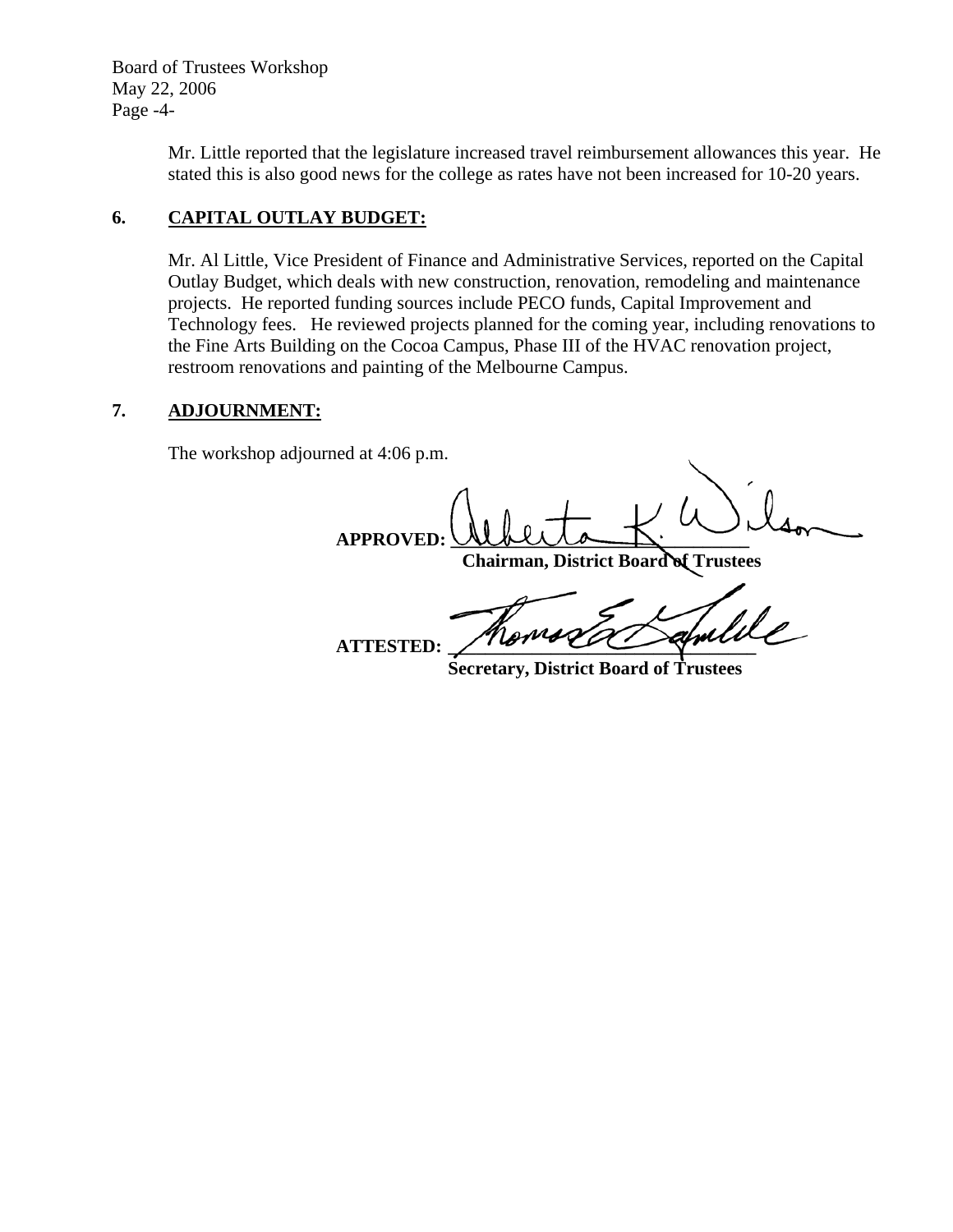Mr. Little reported that the legislature increased travel reimbursement allowances this year. He stated this is also good news for the college as rates have not been increased for 10-20 years.

## 6. CAPITAL OUTLAY BUDGET:

Mr. Al Little, Vice President of Finance and Administrative Services, reported on the Capital Outlay Budget, which deals with new construction, renovation, remodeling and maintenance projects. He reported funding sources include PECO funds, Capital Improvement and Technology fees. He reviewed projects planned for the coming year, including renovations to the Fine Arts Building on the Cocoa Campus, Phase III of the HVAC renovation project, restroom renovations and painting of the Melbourne Campus.

## 7. ADJOURNMENT:

The workshop adjourned at 4:06 p.m.

**APPROVED:** ______________________________
**Chairman, District Board of Trustees**

**ATTESTED:** ______________________________
**Secretary, District Board of Trustees**